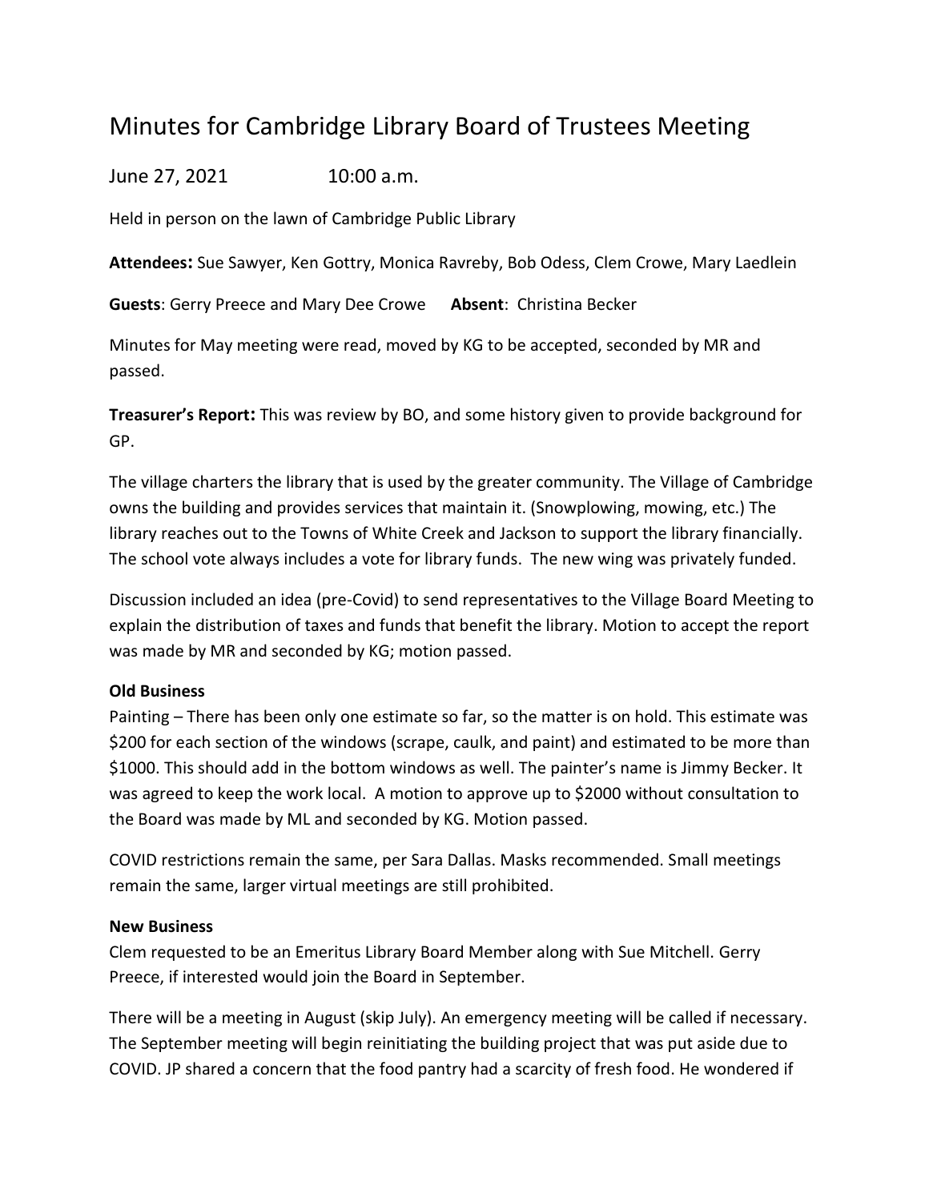# Minutes for Cambridge Library Board of Trustees Meeting

June 27, 2021 10:00 a.m.

Held in person on the lawn of Cambridge Public Library

**Attendees:** Sue Sawyer, Ken Gottry, Monica Ravreby, Bob Odess, Clem Crowe, Mary Laedlein

**Guests**: Gerry Preece and Mary Dee Crowe **Absent**: Christina Becker

Minutes for May meeting were read, moved by KG to be accepted, seconded by MR and passed.

**Treasurer's Report:** This was review by BO, and some history given to provide background for GP.

The village charters the library that is used by the greater community. The Village of Cambridge owns the building and provides services that maintain it. (Snowplowing, mowing, etc.) The library reaches out to the Towns of White Creek and Jackson to support the library financially. The school vote always includes a vote for library funds. The new wing was privately funded.

Discussion included an idea (pre-Covid) to send representatives to the Village Board Meeting to explain the distribution of taxes and funds that benefit the library. Motion to accept the report was made by MR and seconded by KG; motion passed.

**Old Business**

Painting – There has been only one estimate so far, so the matter is on hold. This estimate was $200 for each section of the windows (scrape, caulk, and paint) and estimated to be more than $1000. This should add in the bottom windows as well. The painter's name is Jimmy Becker. It was agreed to keep the work local. A motion to approve up to $2000 without consultation to the Board was made by ML and seconded by KG. Motion passed.

COVID restrictions remain the same, per Sara Dallas. Masks recommended. Small meetings remain the same, larger virtual meetings are still prohibited.

**New Business**

Clem requested to be an Emeritus Library Board Member along with Sue Mitchell. Gerry Preece, if interested would join the Board in September.

There will be a meeting in August (skip July). An emergency meeting will be called if necessary. The September meeting will begin reinitiating the building project that was put aside due to COVID. JP shared a concern that the food pantry had a scarcity of fresh food. He wondered if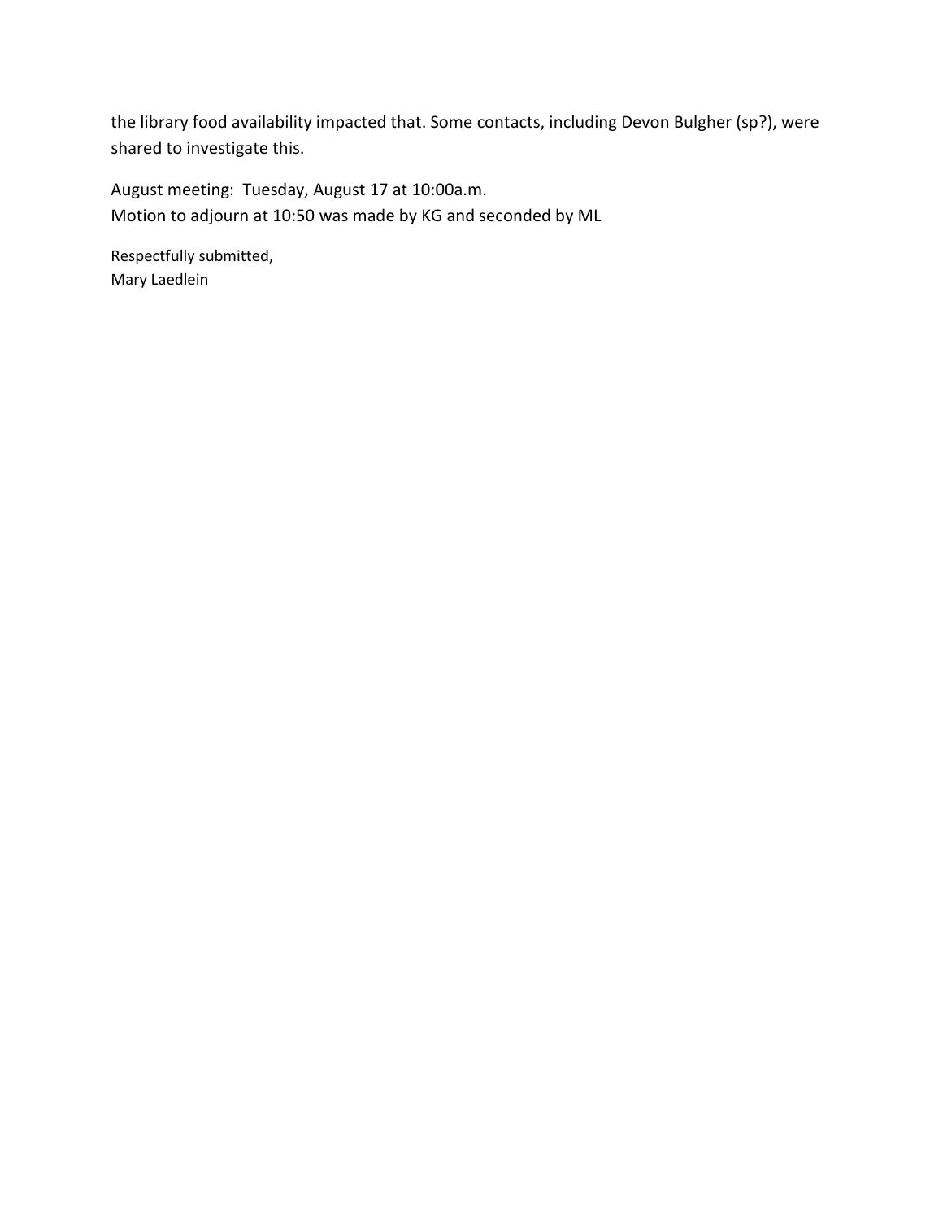the library food availability impacted that. Some contacts, including Devon Bulgher (sp?), were shared to investigate this.

August meeting: Tuesday, August 17 at 10:00a.m.
Motion to adjourn at 10:50 was made by KG and seconded by ML

Respectfully submitted,
Mary Laedlein